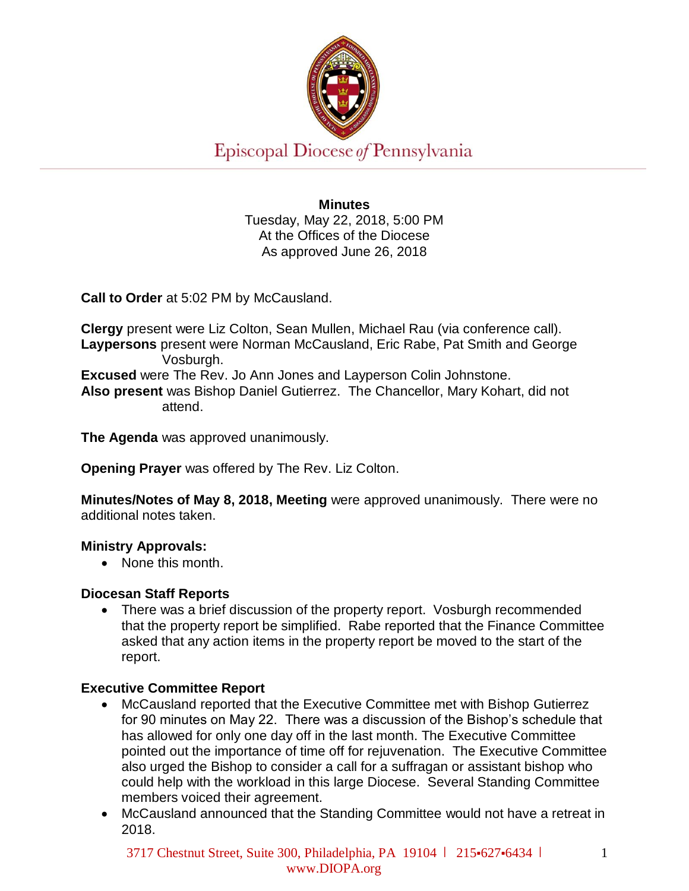Episcopal Diocese of Pennsylvania

**Minutes**
Tuesday, May 22, 2018, 5:00 PM
At the Offices of the Diocese
As approved June 26, 2018

**Call to Order** at 5:02 PM by McCausland.

**Clergy** present were Liz Colton, Sean Mullen, Michael Rau (via conference call).
**Laypersons** present were Norman McCausland, Eric Rabe, Pat Smith and George Vosburgh.
**Excused** were The Rev. Jo Ann Jones and Layperson Colin Johnstone.
**Also present** was Bishop Daniel Gutierrez. The Chancellor, Mary Kohart, did not attend.

**The Agenda** was approved unanimously.

**Opening Prayer** was offered by The Rev. Liz Colton.

**Minutes/Notes of May 8, 2018, Meeting** were approved unanimously. There were no additional notes taken.

**Ministry Approvals:**

- None this month.

**Diocesan Staff Reports**

- There was a brief discussion of the property report. Vosburgh recommended that the property report be simplified. Rabe reported that the Finance Committee asked that any action items in the property report be moved to the start of the report.

**Executive Committee Report**

- McCausland reported that the Executive Committee met with Bishop Gutierrez for 90 minutes on May 22. There was a discussion of the Bishop's schedule that has allowed for only one day off in the last month. The Executive Committee pointed out the importance of time off for rejuvenation. The Executive Committee also urged the Bishop to consider a call for a suffragan or assistant bishop who could help with the workload in this large Diocese. Several Standing Committee members voiced their agreement.
- McCausland announced that the Standing Committee would not have a retreat in 2018.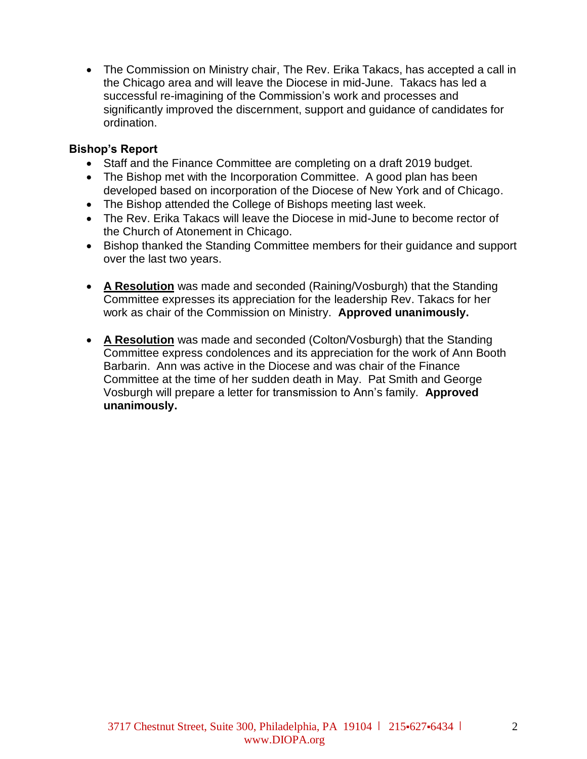- The Commission on Ministry chair, The Rev. Erika Takacs, has accepted a call in the Chicago area and will leave the Diocese in mid-June. Takacs has led a successful re-imagining of the Commission's work and processes and significantly improved the discernment, support and guidance of candidates for ordination.

**Bishop's Report**

- Staff and the Finance Committee are completing on a draft 2019 budget.
- The Bishop met with the Incorporation Committee. A good plan has been developed based on incorporation of the Diocese of New York and of Chicago.
- The Bishop attended the College of Bishops meeting last week.
- The Rev. Erika Takacs will leave the Diocese in mid-June to become rector of the Church of Atonement in Chicago.
- Bishop thanked the Standing Committee members for their guidance and support over the last two years.

- **A Resolution** was made and seconded (Raining/Vosburgh) that the Standing Committee expresses its appreciation for the leadership Rev. Takacs for her work as chair of the Commission on Ministry. **Approved unanimously.**

- **A Resolution** was made and seconded (Colton/Vosburgh) that the Standing Committee express condolences and its appreciation for the work of Ann Booth Barbarin. Ann was active in the Diocese and was chair of the Finance Committee at the time of her sudden death in May. Pat Smith and George Vosburgh will prepare a letter for transmission to Ann's family. **Approved unanimously.**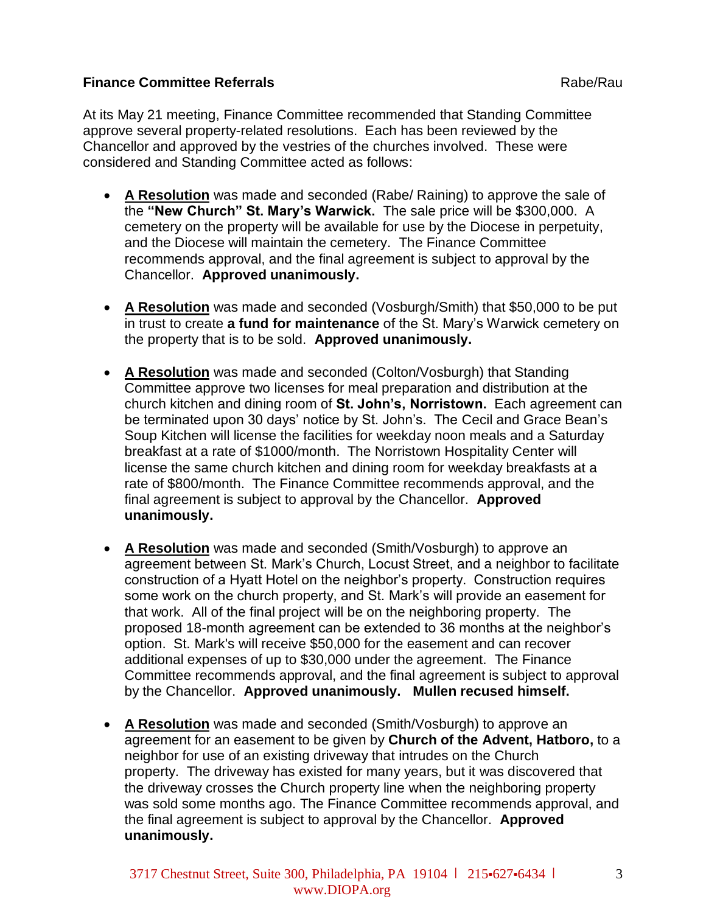**Finance Committee Referrals** Rabe/Rau

At its May 21 meeting, Finance Committee recommended that Standing Committee approve several property-related resolutions. Each has been reviewed by the Chancellor and approved by the vestries of the churches involved. These were considered and Standing Committee acted as follows:

- **A Resolution** was made and seconded (Rabe/ Raining) to approve the sale of the **"New Church" St. Mary's Warwick.** The sale price will be $300,000. A cemetery on the property will be available for use by the Diocese in perpetuity, and the Diocese will maintain the cemetery. The Finance Committee recommends approval, and the final agreement is subject to approval by the Chancellor. **Approved unanimously.**

- **A Resolution** was made and seconded (Vosburgh/Smith) that $50,000 to be put in trust to create **a fund for maintenance** of the St. Mary's Warwick cemetery on the property that is to be sold. **Approved unanimously.**

- **A Resolution** was made and seconded (Colton/Vosburgh) that Standing Committee approve two licenses for meal preparation and distribution at the church kitchen and dining room of **St. John's, Norristown.** Each agreement can be terminated upon 30 days' notice by St. John's. The Cecil and Grace Bean's Soup Kitchen will license the facilities for weekday noon meals and a Saturday breakfast at a rate of $1000/month. The Norristown Hospitality Center will license the same church kitchen and dining room for weekday breakfasts at a rate of $800/month. The Finance Committee recommends approval, and the final agreement is subject to approval by the Chancellor. **Approved unanimously.**

- **A Resolution** was made and seconded (Smith/Vosburgh) to approve an agreement between St. Mark's Church, Locust Street, and a neighbor to facilitate construction of a Hyatt Hotel on the neighbor's property. Construction requires some work on the church property, and St. Mark's will provide an easement for that work. All of the final project will be on the neighboring property. The proposed 18-month agreement can be extended to 36 months at the neighbor's option. St. Mark's will receive $50,000 for the easement and can recover additional expenses of up to $30,000 under the agreement. The Finance Committee recommends approval, and the final agreement is subject to approval by the Chancellor. **Approved unanimously. Mullen recused himself.**

- **A Resolution** was made and seconded (Smith/Vosburgh) to approve an agreement for an easement to be given by **Church of the Advent, Hatboro,** to a neighbor for use of an existing driveway that intrudes on the Church property. The driveway has existed for many years, but it was discovered that the driveway crosses the Church property line when the neighboring property was sold some months ago. The Finance Committee recommends approval, and the final agreement is subject to approval by the Chancellor. **Approved unanimously.**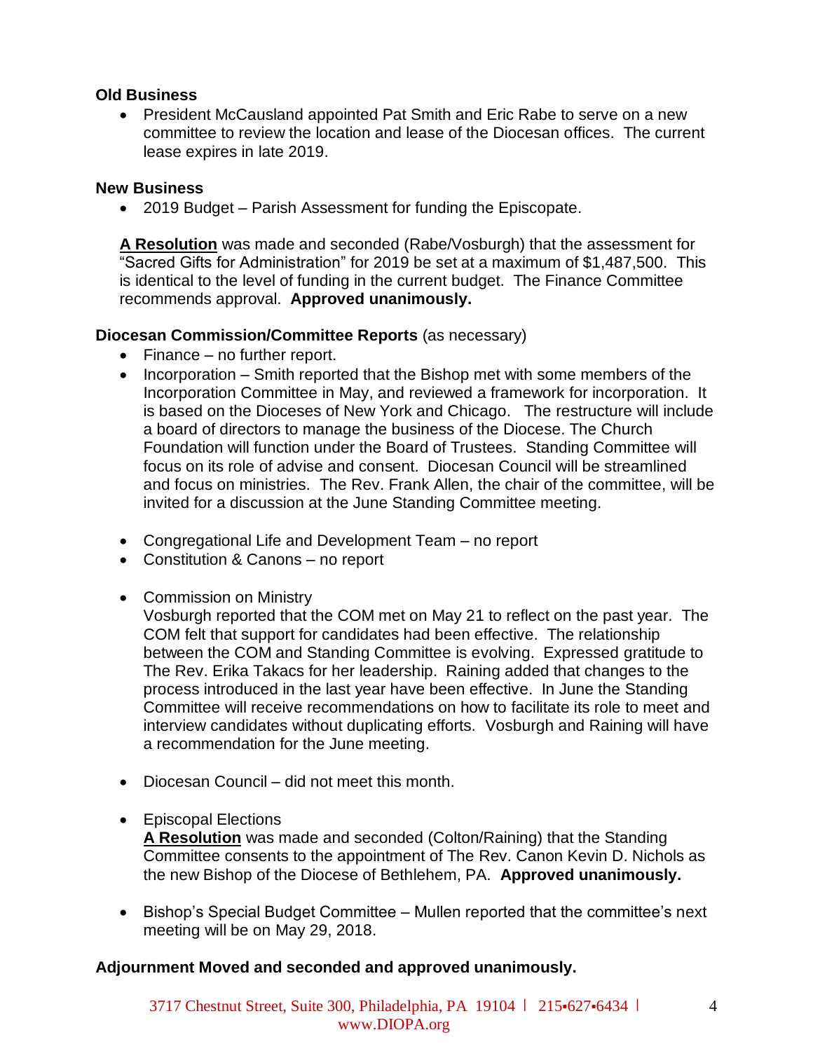**Old Business**

- President McCausland appointed Pat Smith and Eric Rabe to serve on a new committee to review the location and lease of the Diocesan offices. The current lease expires in late 2019.

**New Business**

- 2019 Budget – Parish Assessment for funding the Episcopate.

**<u>A Resolution</u>** was made and seconded (Rabe/Vosburgh) that the assessment for "Sacred Gifts for Administration" for 2019 be set at a maximum of $1,487,500. This is identical to the level of funding in the current budget. The Finance Committee recommends approval. **Approved unanimously.**

**Diocesan Commission/Committee Reports** (as necessary)

- Finance – no further report.
- Incorporation – Smith reported that the Bishop met with some members of the Incorporation Committee in May, and reviewed a framework for incorporation. It is based on the Dioceses of New York and Chicago. The restructure will include a board of directors to manage the business of the Diocese. The Church Foundation will function under the Board of Trustees. Standing Committee will focus on its role of advise and consent. Diocesan Council will be streamlined and focus on ministries. The Rev. Frank Allen, the chair of the committee, will be invited for a discussion at the June Standing Committee meeting.

- Congregational Life and Development Team – no report
- Constitution & Canons – no report

- Commission on Ministry
  Vosburgh reported that the COM met on May 21 to reflect on the past year. The COM felt that support for candidates had been effective. The relationship between the COM and Standing Committee is evolving. Expressed gratitude to The Rev. Erika Takacs for her leadership. Raining added that changes to the process introduced in the last year have been effective. In June the Standing Committee will receive recommendations on how to facilitate its role to meet and interview candidates without duplicating efforts. Vosburgh and Raining will have a recommendation for the June meeting.

- Diocesan Council – did not meet this month.

- Episcopal Elections
  **<u>A Resolution</u>** was made and seconded (Colton/Raining) that the Standing Committee consents to the appointment of The Rev. Canon Kevin D. Nichols as the new Bishop of the Diocese of Bethlehem, PA. **Approved unanimously.**

- Bishop's Special Budget Committee – Mullen reported that the committee's next meeting will be on May 29, 2018.

**Adjournment Moved and seconded and approved unanimously.**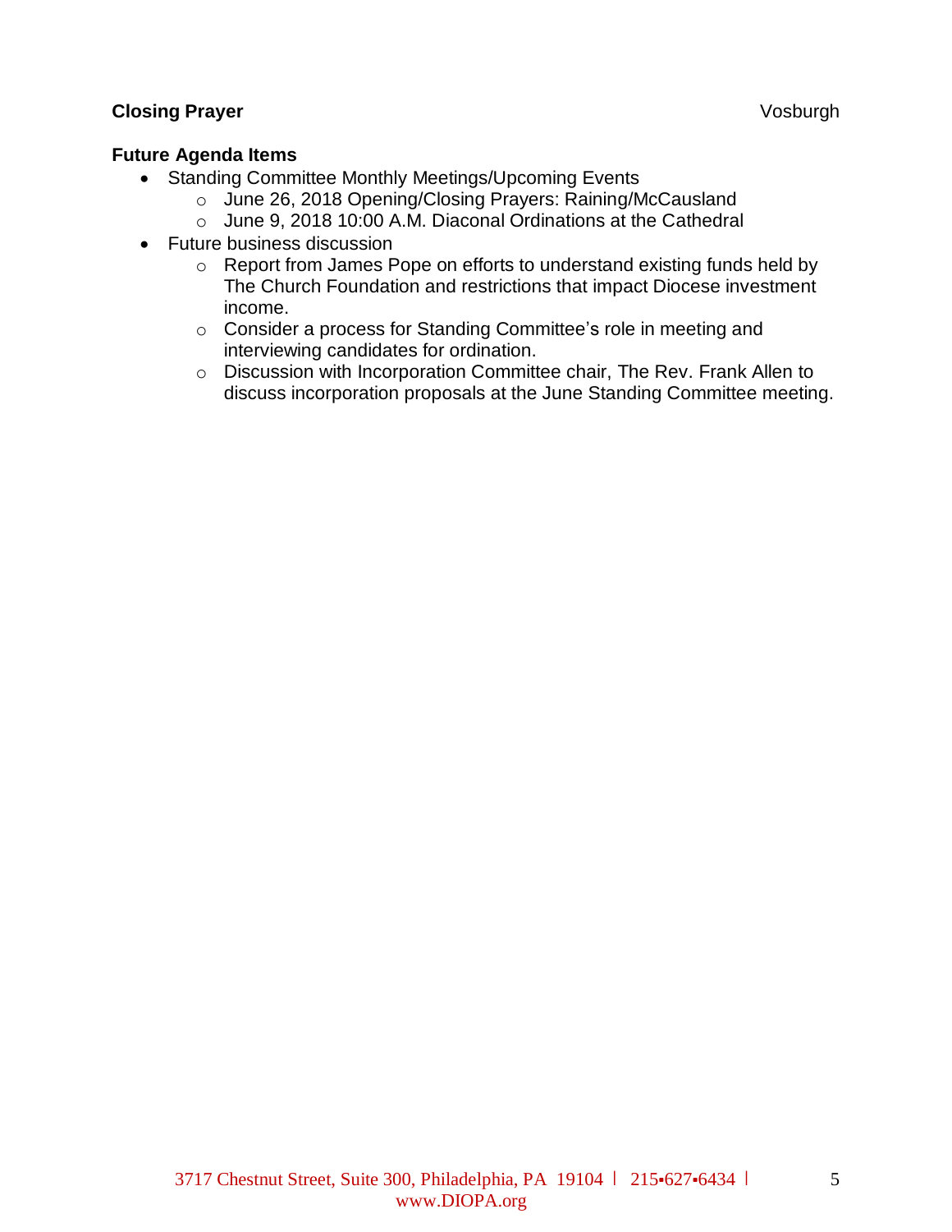**Closing Prayer** Vosburgh

**Future Agenda Items**

- Standing Committee Monthly Meetings/Upcoming Events
  - June 26, 2018 Opening/Closing Prayers: Raining/McCausland
  - June 9, 2018 10:00 A.M. Diaconal Ordinations at the Cathedral
- Future business discussion
  - Report from James Pope on efforts to understand existing funds held by The Church Foundation and restrictions that impact Diocese investment income.
  - Consider a process for Standing Committee's role in meeting and interviewing candidates for ordination.
  - Discussion with Incorporation Committee chair, The Rev. Frank Allen to discuss incorporation proposals at the June Standing Committee meeting.

3717 Chestnut Street, Suite 300, Philadelphia, PA 19104 | 215▪627▪6434 | www.DIOPA.org